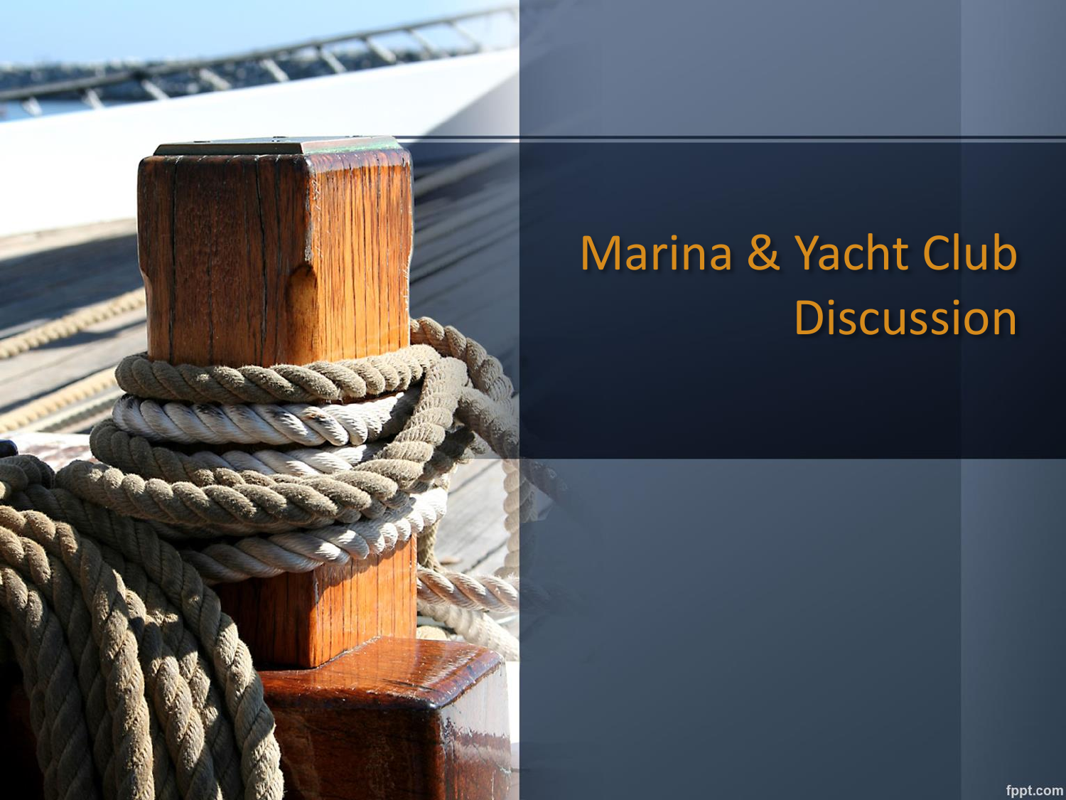# Marina & Yacht Club Discussion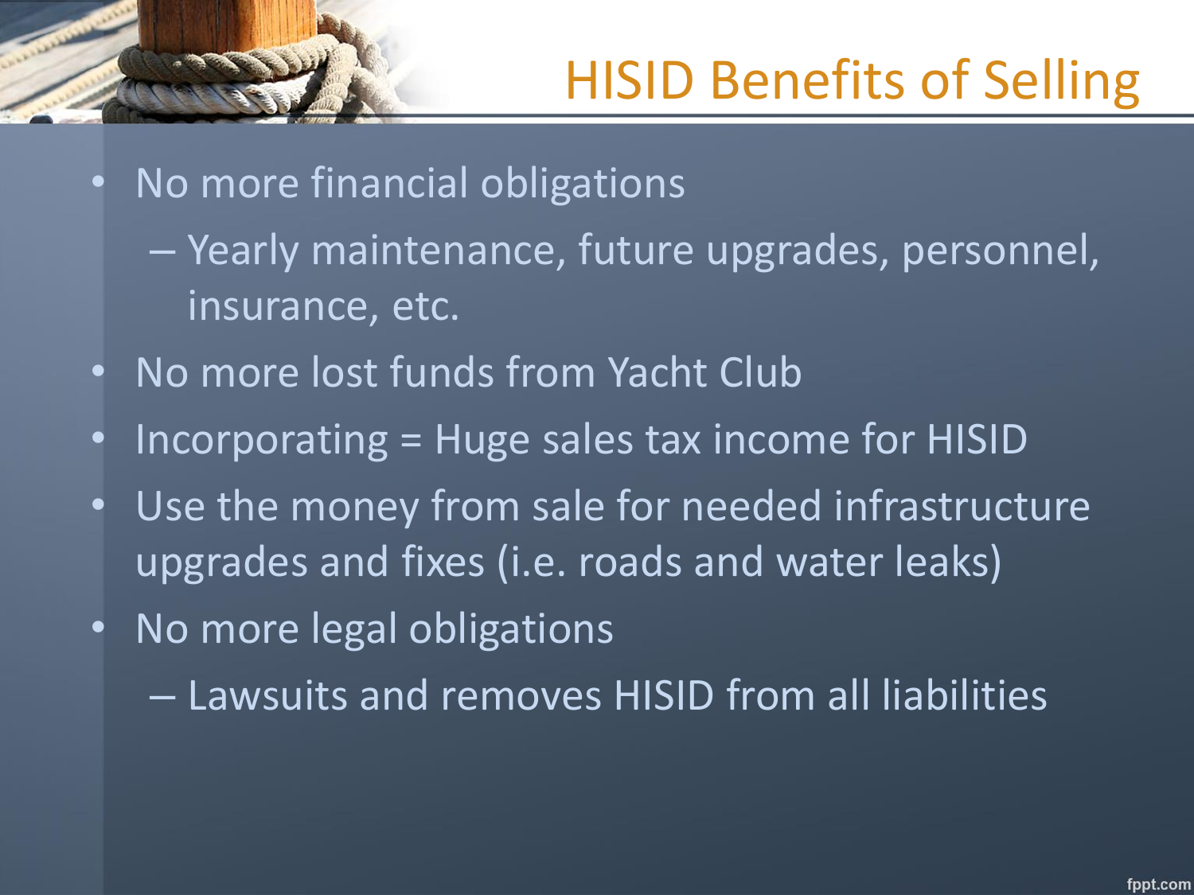# HISID Benefits of Selling

- No more financial obligations
  - Yearly maintenance, future upgrades, personnel, insurance, etc.
- No more lost funds from Yacht Club
- Incorporating = Huge sales tax income for HISID
- Use the money from sale for needed infrastructure upgrades and fixes (i.e. roads and water leaks)
- No more legal obligations
  - Lawsuits and removes HISID from all liabilities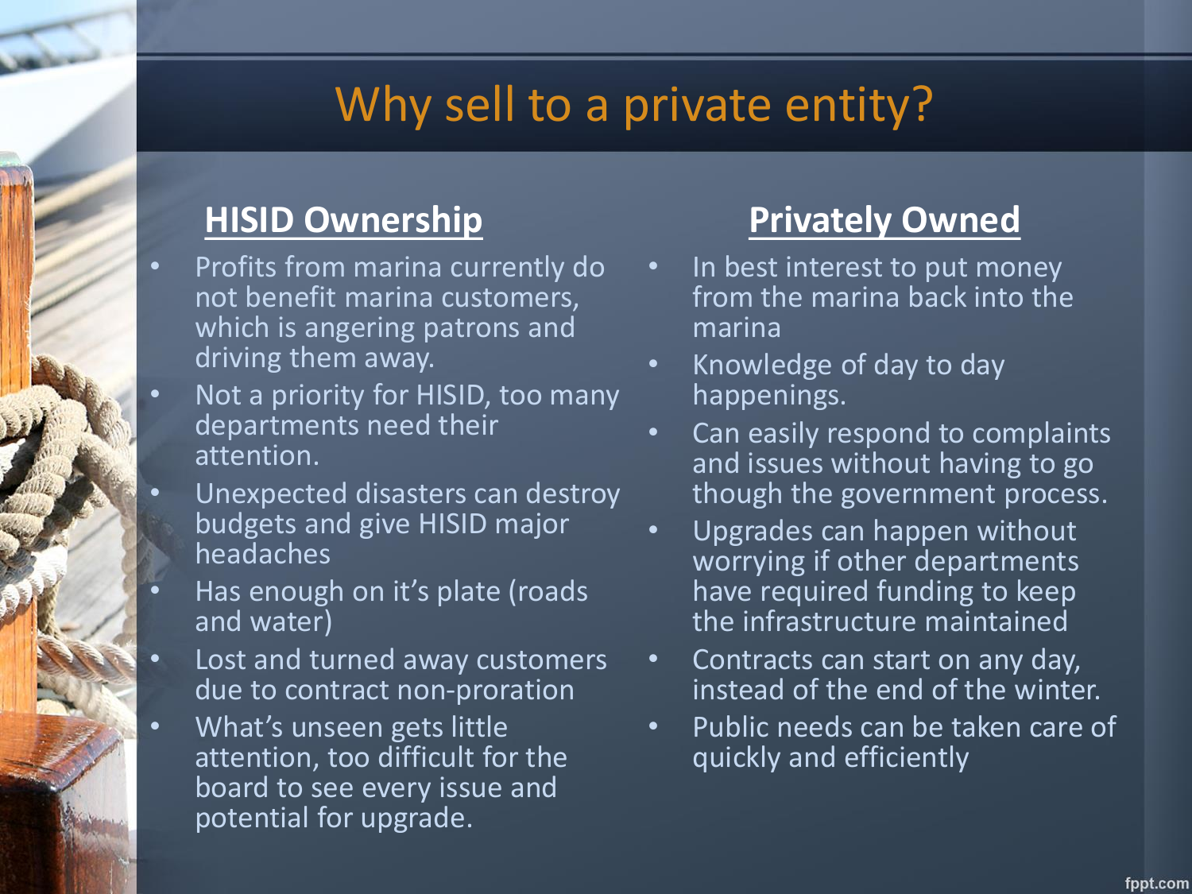# Why sell to a private entity?

## HISID Ownership

- Profits from marina currently do not benefit marina customers, which is angering patrons and driving them away.
- Not a priority for HISID, too many departments need their attention.
- Unexpected disasters can destroy budgets and give HISID major headaches
- Has enough on it's plate (roads and water)
- Lost and turned away customers due to contract non-proration
- What's unseen gets little attention, too difficult for the board to see every issue and potential for upgrade.

## Privately Owned

- In best interest to put money from the marina back into the marina
- Knowledge of day to day happenings.
- Can easily respond to complaints and issues without having to go though the government process.
- Upgrades can happen without worrying if other departments have required funding to keep the infrastructure maintained
- Contracts can start on any day, instead of the end of the winter.
- Public needs can be taken care of quickly and efficiently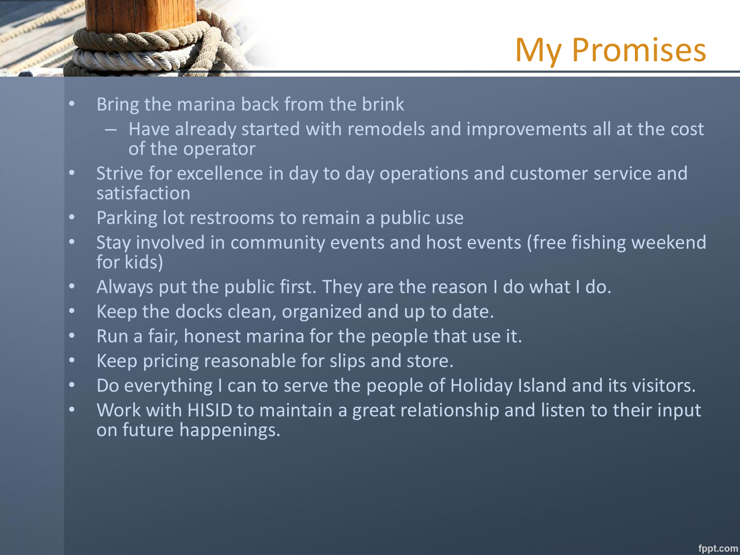# My Promises

- Bring the marina back from the brink
  - Have already started with remodels and improvements all at the cost of the operator
- Strive for excellence in day to day operations and customer service and satisfaction
- Parking lot restrooms to remain a public use
- Stay involved in community events and host events (free fishing weekend for kids)
- Always put the public first. They are the reason I do what I do.
- Keep the docks clean, organized and up to date.
- Run a fair, honest marina for the people that use it.
- Keep pricing reasonable for slips and store.
- Do everything I can to serve the people of Holiday Island and its visitors.
- Work with HISID to maintain a great relationship and listen to their input on future happenings.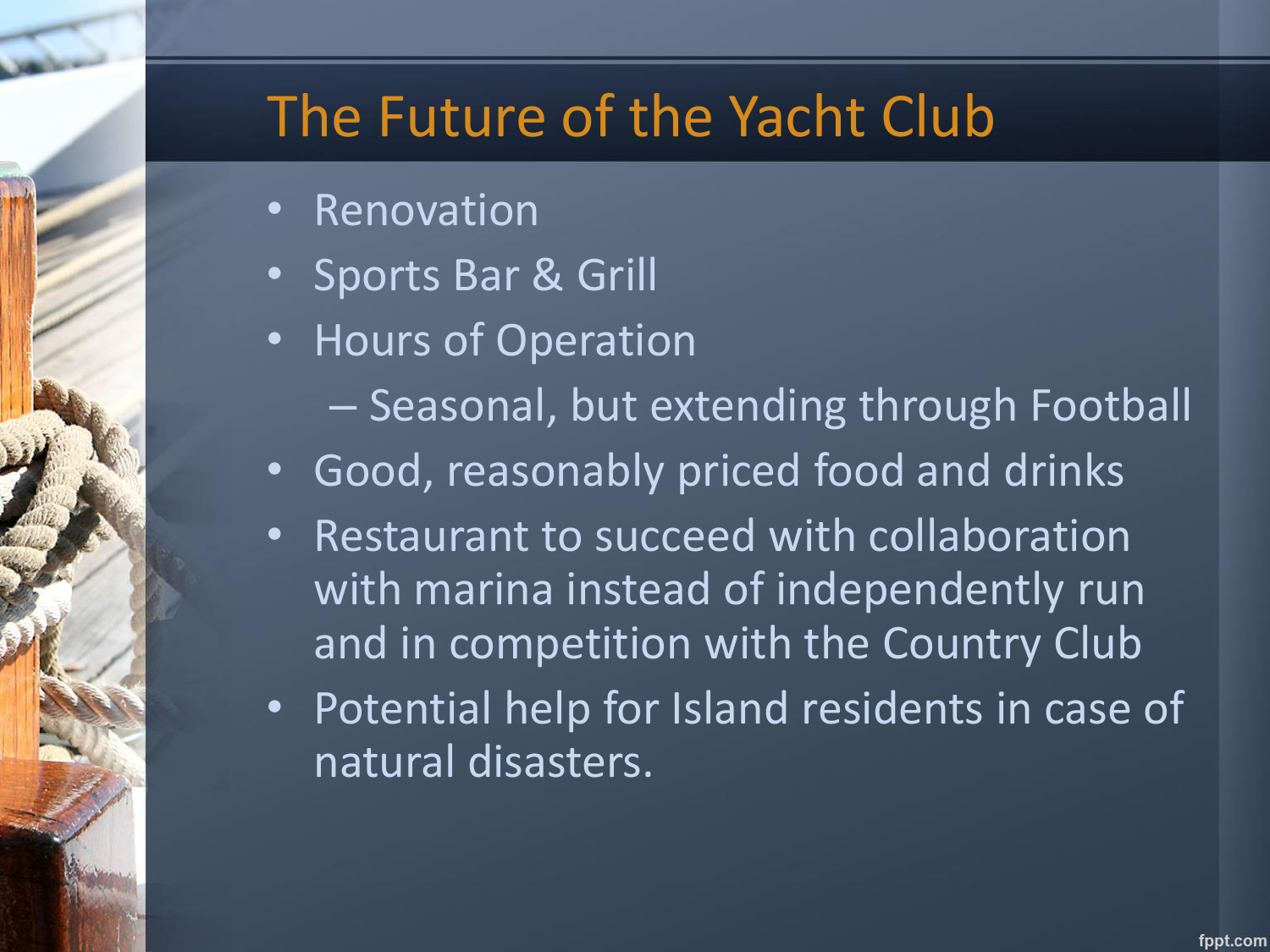# The Future of the Yacht Club

- Renovation
- Sports Bar & Grill
- Hours of Operation
  - Seasonal, but extending through Football
- Good, reasonably priced food and drinks
- Restaurant to succeed with collaboration with marina instead of independently run and in competition with the Country Club
- Potential help for Island residents in case of natural disasters.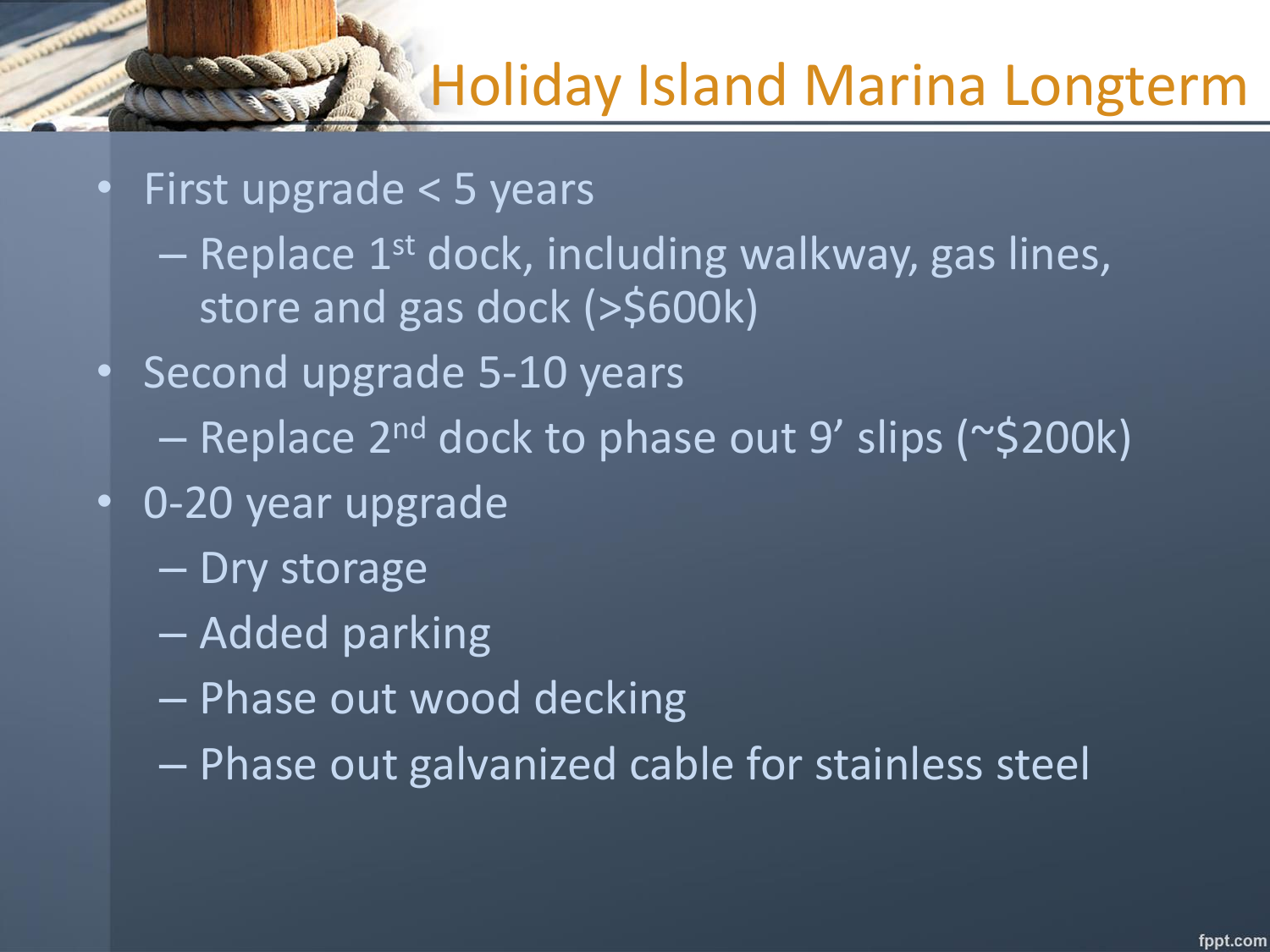# Holiday Island Marina Longterm

- First upgrade < 5 years
  - Replace 1st dock, including walkway, gas lines, store and gas dock (>$600k)
- Second upgrade 5-10 years
  - Replace 2nd dock to phase out 9' slips (~$200k)
- 0-20 year upgrade
  - Dry storage
  - Added parking
  - Phase out wood decking
  - Phase out galvanized cable for stainless steel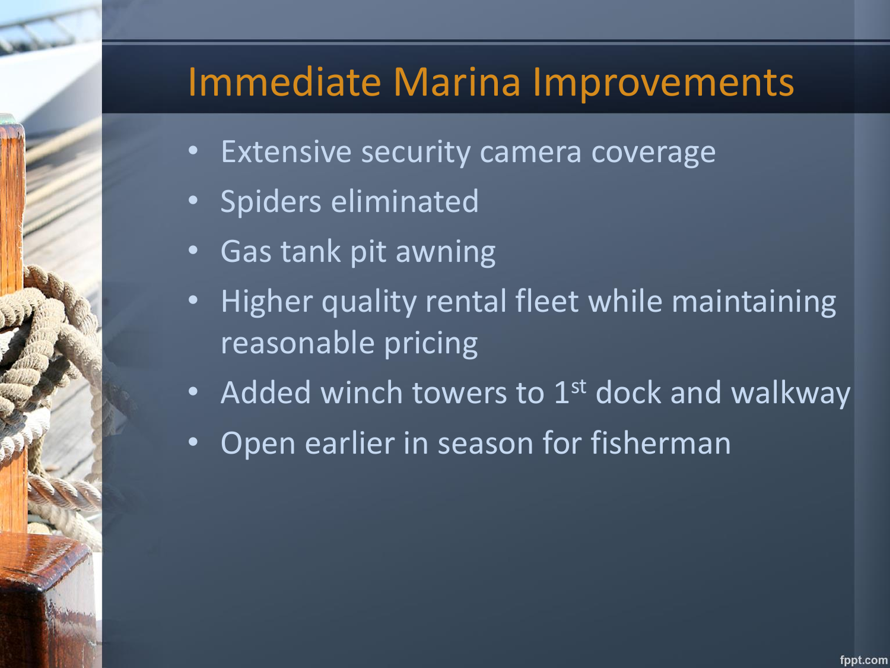# Immediate Marina Improvements

- Extensive security camera coverage
- Spiders eliminated
- Gas tank pit awning
- Higher quality rental fleet while maintaining reasonable pricing
- Added winch towers to 1st dock and walkway
- Open earlier in season for fisherman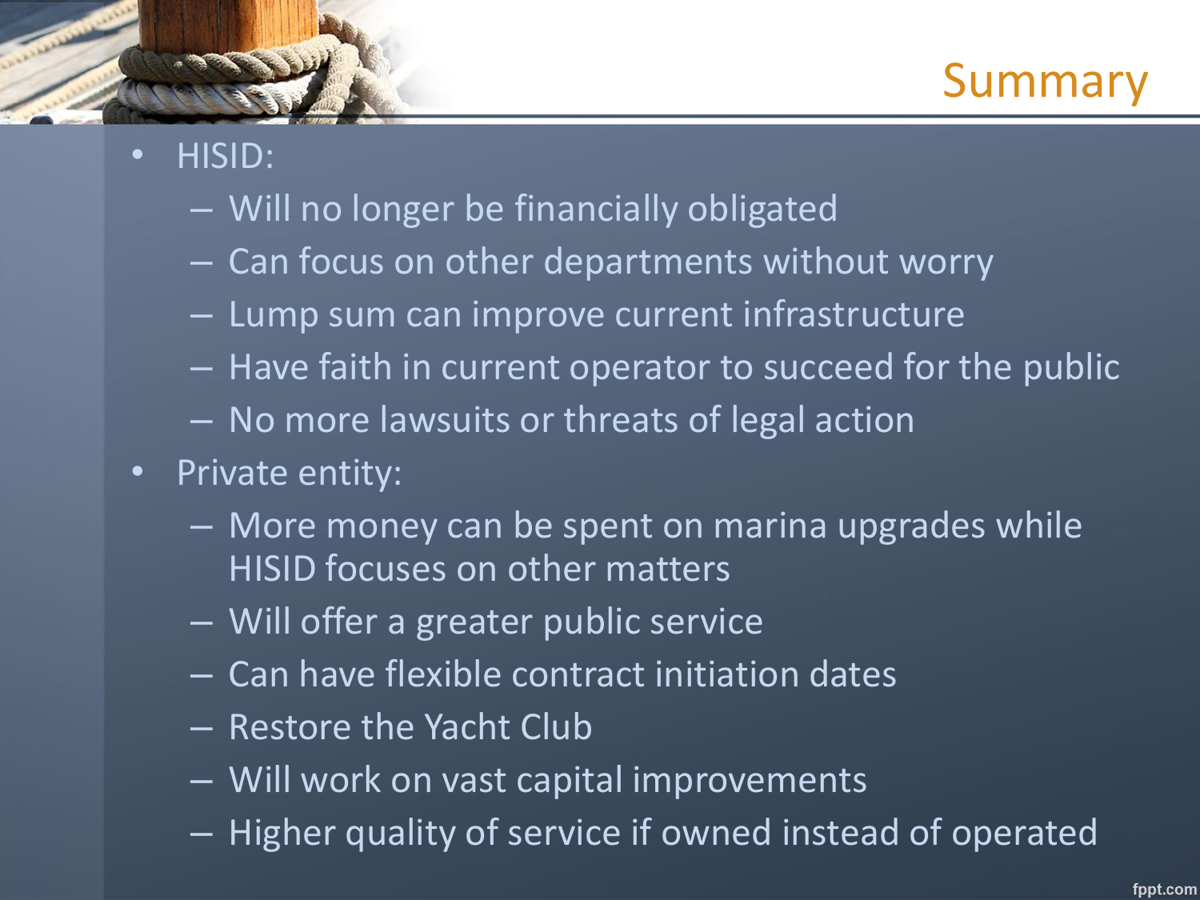# Summary

- HISID:
  - Will no longer be financially obligated
  - Can focus on other departments without worry
  - Lump sum can improve current infrastructure
  - Have faith in current operator to succeed for the public
  - No more lawsuits or threats of legal action
- Private entity:
  - More money can be spent on marina upgrades while HISID focuses on other matters
  - Will offer a greater public service
  - Can have flexible contract initiation dates
  - Restore the Yacht Club
  - Will work on vast capital improvements
  - Higher quality of service if owned instead of operated